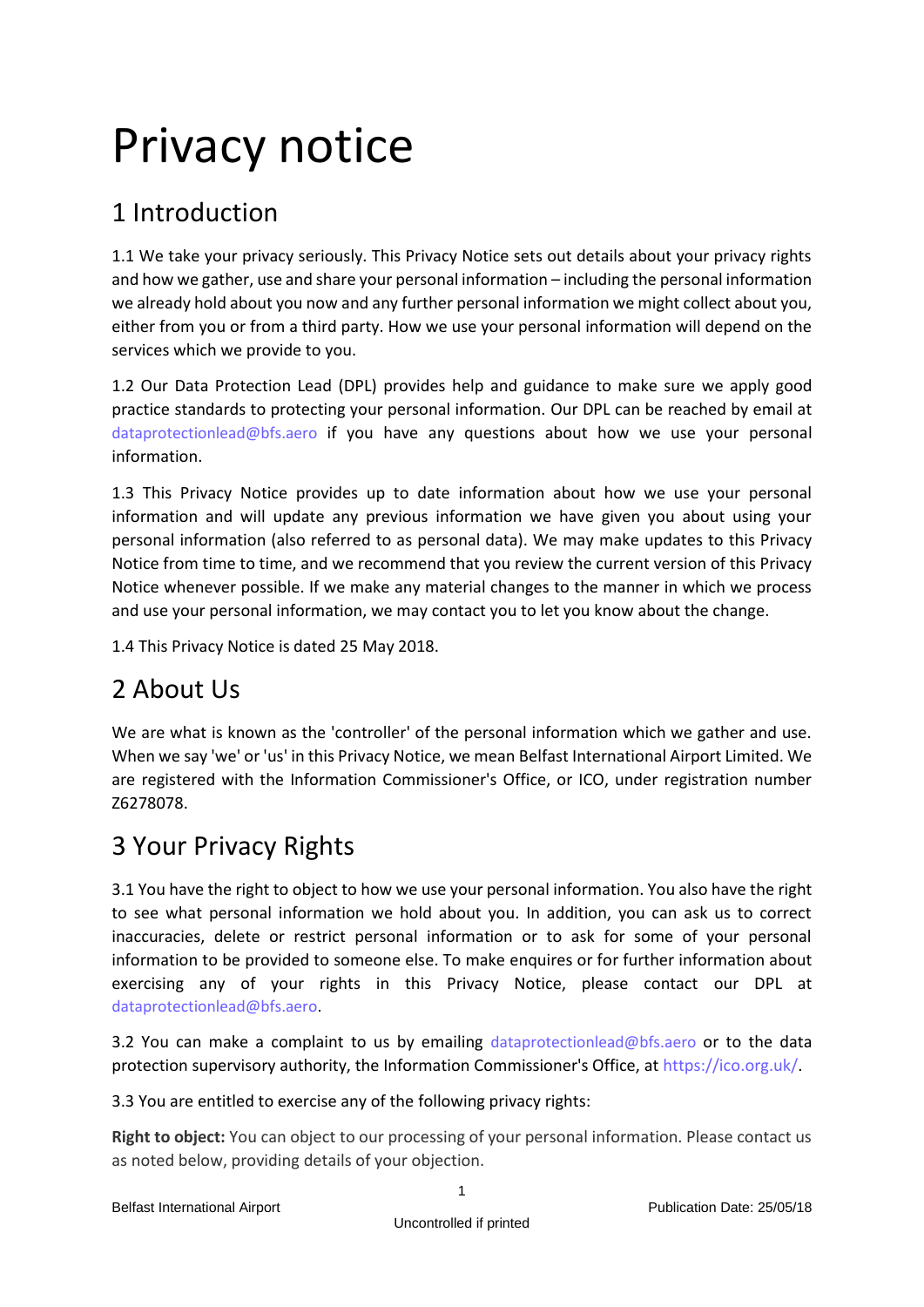# Privacy notice

## 1 Introduction

1.1 We take your privacy seriously. This Privacy Notice sets out details about your privacy rights and how we gather, use and share your personal information – including the personal information we already hold about you now and any further personal information we might collect about you, either from you or from a third party. How we use your personal information will depend on the services which we provide to you.

1.2 Our Data Protection Lead (DPL) provides help and guidance to make sure we apply good practice standards to protecting your personal information. Our DPL can be reached by email at dataprotectionlead@bfs.aero if you have any questions about how we use your personal information.

1.3 This Privacy Notice provides up to date information about how we use your personal information and will update any previous information we have given you about using your personal information (also referred to as personal data). We may make updates to this Privacy Notice from time to time, and we recommend that you review the current version of this Privacy Notice whenever possible. If we make any material changes to the manner in which we process and use your personal information, we may contact you to let you know about the change.

1.4 This Privacy Notice is dated 25 May 2018.

## 2 About Us

We are what is known as the 'controller' of the personal information which we gather and use. When we say 'we' or 'us' in this Privacy Notice, we mean Belfast International Airport Limited. We are registered with the Information Commissioner's Office, or ICO, under registration number Z6278078.

## 3 Your Privacy Rights

3.1 You have the right to object to how we use your personal information. You also have the right to see what personal information we hold about you. In addition, you can ask us to correct inaccuracies, delete or restrict personal information or to ask for some of your personal information to be provided to someone else. To make enquires or for further information about exercising any of your rights in this Privacy Notice, please contact our DPL at dataprotectionlead@bfs.aero.

3.2 You can make a complaint to us by emailing dataprotectionlead@bfs.aero or to the data protection supervisory authority, the Information Commissioner's Office, at https://ico.org.uk/.

3.3 You are entitled to exercise any of the following privacy rights:

**Right to object:** You can object to our processing of your personal information. Please contact us as noted below, providing details of your objection.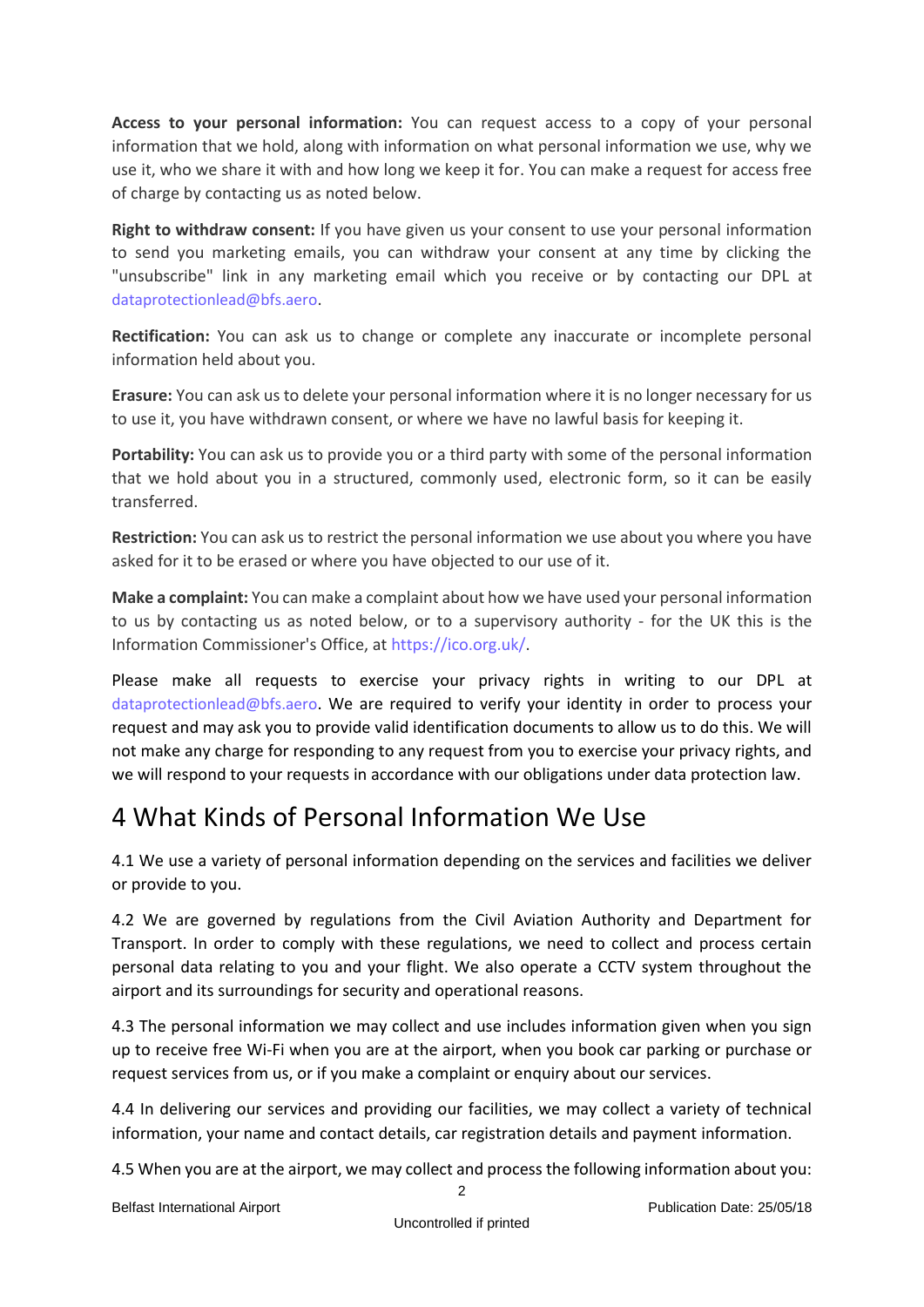**Access to your personal information:** You can request access to a copy of your personal information that we hold, along with information on what personal information we use, why we use it, who we share it with and how long we keep it for. You can make a request for access free of charge by contacting us as noted below.

**Right to withdraw consent:** If you have given us your consent to use your personal information to send you marketing emails, you can withdraw your consent at any time by clicking the "unsubscribe" link in any marketing email which you receive or by contacting our DPL at dataprotectionlead@bfs.aero.

**Rectification:** You can ask us to change or complete any inaccurate or incomplete personal information held about you.

**Erasure:** You can ask us to delete your personal information where it is no longer necessary for us to use it, you have withdrawn consent, or where we have no lawful basis for keeping it.

**Portability:** You can ask us to provide you or a third party with some of the personal information that we hold about you in a structured, commonly used, electronic form, so it can be easily transferred.

**Restriction:** You can ask us to restrict the personal information we use about you where you have asked for it to be erased or where you have objected to our use of it.

**Make a complaint:** You can make a complaint about how we have used your personal information to us by contacting us as noted below, or to a supervisory authority - for the UK this is the Information Commissioner's Office, at https://ico.org.uk/.

Please make all requests to exercise your privacy rights in writing to our DPL at dataprotectionlead@bfs.aero. We are required to verify your identity in order to process your request and may ask you to provide valid identification documents to allow us to do this. We will not make any charge for responding to any request from you to exercise your privacy rights, and we will respond to your requests in accordance with our obligations under data protection law.

# 4 What Kinds of Personal Information We Use

4.1 We use a variety of personal information depending on the services and facilities we deliver or provide to you.

4.2 We are governed by regulations from the Civil Aviation Authority and Department for Transport. In order to comply with these regulations, we need to collect and process certain personal data relating to you and your flight. We also operate a CCTV system throughout the airport and its surroundings for security and operational reasons.

4.3 The personal information we may collect and use includes information given when you sign up to receive free Wi-Fi when you are at the airport, when you book car parking or purchase or request services from us, or if you make a complaint or enquiry about our services.

4.4 In delivering our services and providing our facilities, we may collect a variety of technical information, your name and contact details, car registration details and payment information.

4.5 When you are at the airport, we may collect and process the following information about you: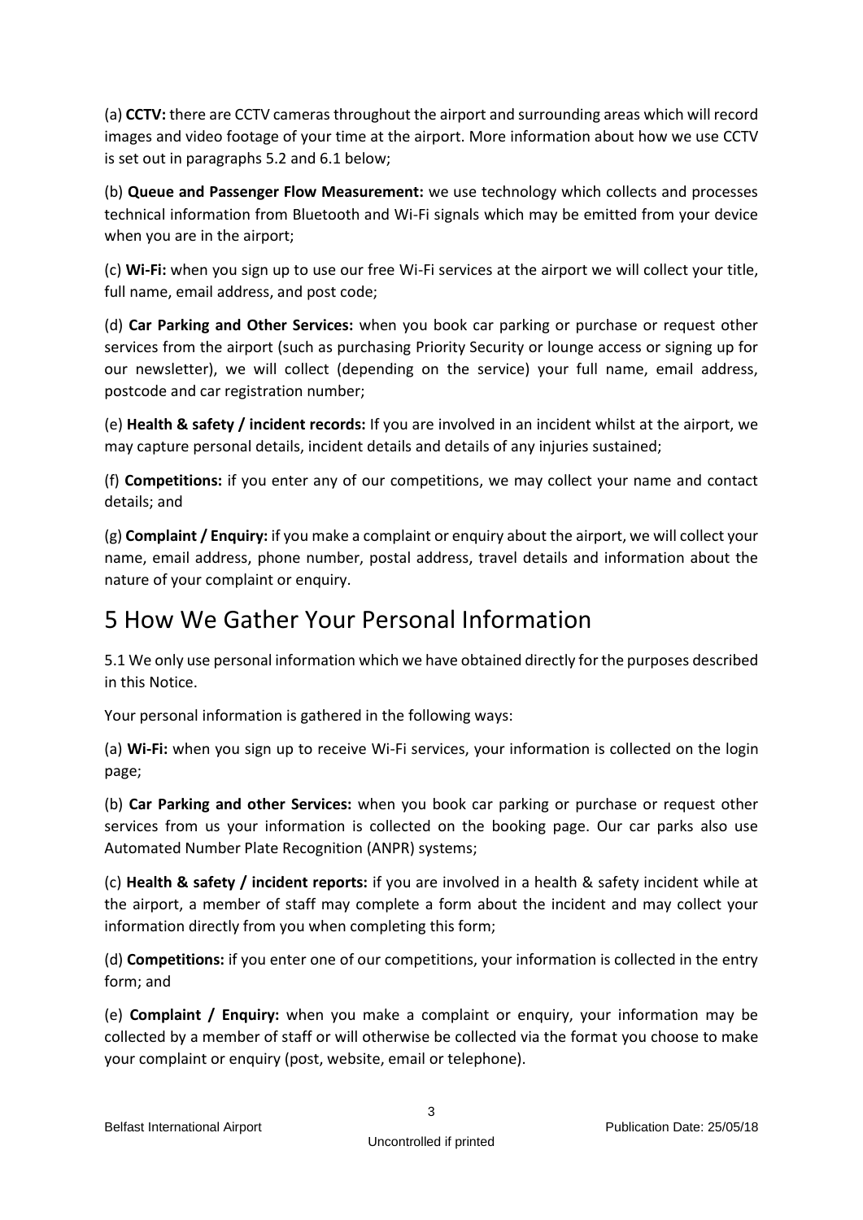(a) **CCTV:** there are CCTV cameras throughout the airport and surrounding areas which will record images and video footage of your time at the airport. More information about how we use CCTV is set out in paragraphs 5.2 and 6.1 below;

(b) **Queue and Passenger Flow Measurement:** we use technology which collects and processes technical information from Bluetooth and Wi-Fi signals which may be emitted from your device when you are in the airport;

(c) **Wi-Fi:** when you sign up to use our free Wi-Fi services at the airport we will collect your title, full name, email address, and post code;

(d) **Car Parking and Other Services:** when you book car parking or purchase or request other services from the airport (such as purchasing Priority Security or lounge access or signing up for our newsletter), we will collect (depending on the service) your full name, email address, postcode and car registration number;

(e) **Health & safety / incident records:** If you are involved in an incident whilst at the airport, we may capture personal details, incident details and details of any injuries sustained;

(f) **Competitions:** if you enter any of our competitions, we may collect your name and contact details; and

(g) **Complaint / Enquiry:** if you make a complaint or enquiry about the airport, we will collect your name, email address, phone number, postal address, travel details and information about the nature of your complaint or enquiry.

# 5 How We Gather Your Personal Information

5.1 We only use personal information which we have obtained directly for the purposes described in this Notice.

Your personal information is gathered in the following ways:

(a) **Wi-Fi:** when you sign up to receive Wi-Fi services, your information is collected on the login page;

(b) **Car Parking and other Services:** when you book car parking or purchase or request other services from us your information is collected on the booking page. Our car parks also use Automated Number Plate Recognition (ANPR) systems;

(c) **Health & safety / incident reports:** if you are involved in a health & safety incident while at the airport, a member of staff may complete a form about the incident and may collect your information directly from you when completing this form;

(d) **Competitions:** if you enter one of our competitions, your information is collected in the entry form; and

(e) **Complaint / Enquiry:** when you make a complaint or enquiry, your information may be collected by a member of staff or will otherwise be collected via the format you choose to make your complaint or enquiry (post, website, email or telephone).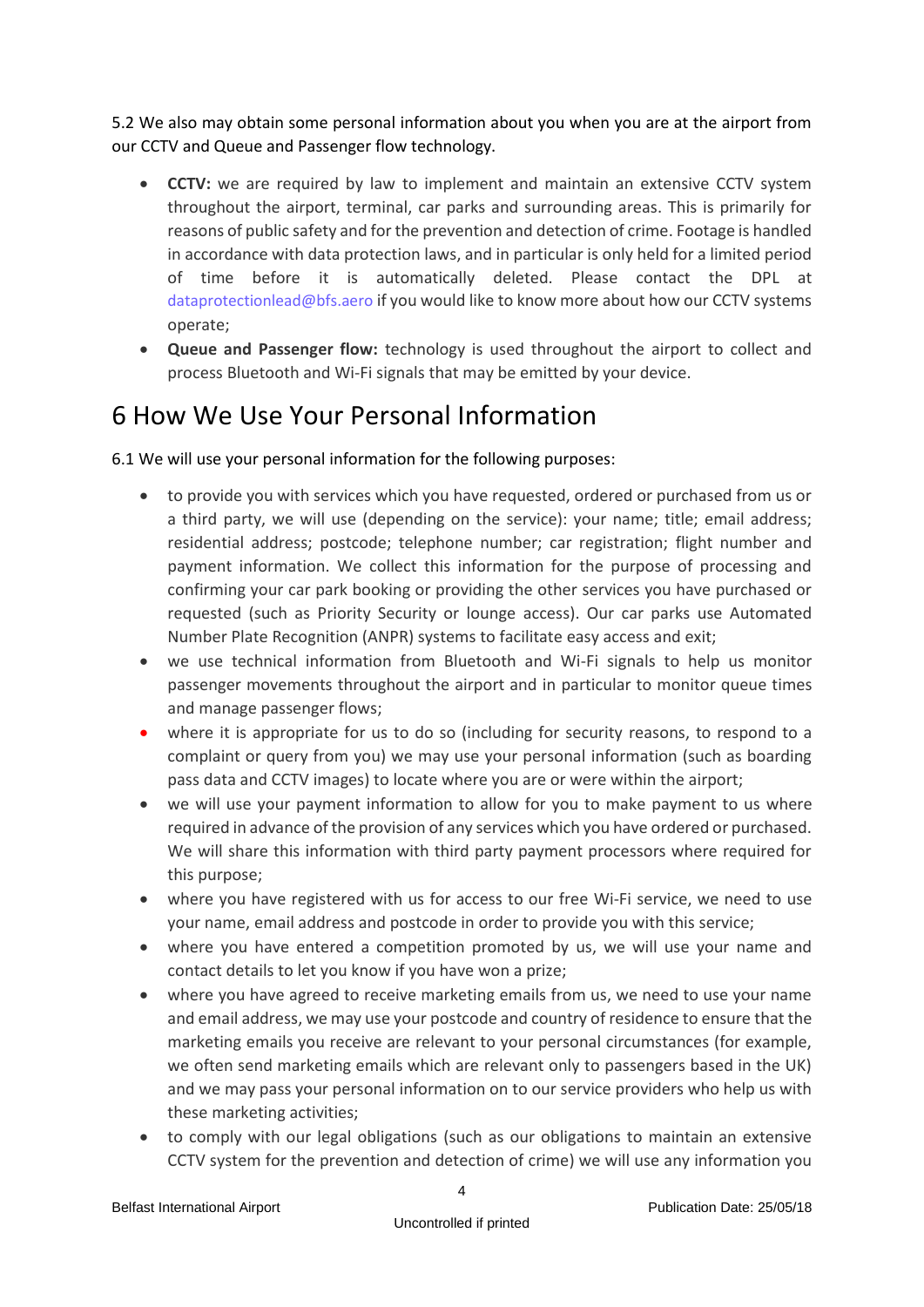5.2 We also may obtain some personal information about you when you are at the airport from our CCTV and Queue and Passenger flow technology.

- **CCTV:** we are required by law to implement and maintain an extensive CCTV system throughout the airport, terminal, car parks and surrounding areas. This is primarily for reasons of public safety and for the prevention and detection of crime. Footage is handled in accordance with data protection laws, and in particular is only held for a limited period of time before it is automatically deleted. Please contact the DPL at dataprotectionlead@bfs.aero if you would like to know more about how our CCTV systems operate;
- **Queue and Passenger flow:** technology is used throughout the airport to collect and process Bluetooth and Wi-Fi signals that may be emitted by your device.

# 6 How We Use Your Personal Information

6.1 We will use your personal information for the following purposes:

- to provide you with services which you have requested, ordered or purchased from us or a third party, we will use (depending on the service): your name; title; email address; residential address; postcode; telephone number; car registration; flight number and payment information. We collect this information for the purpose of processing and confirming your car park booking or providing the other services you have purchased or requested (such as Priority Security or lounge access). Our car parks use Automated Number Plate Recognition (ANPR) systems to facilitate easy access and exit;
- we use technical information from Bluetooth and Wi-Fi signals to help us monitor passenger movements throughout the airport and in particular to monitor queue times and manage passenger flows;
- where it is appropriate for us to do so (including for security reasons, to respond to a complaint or query from you) we may use your personal information (such as boarding pass data and CCTV images) to locate where you are or were within the airport;
- we will use your payment information to allow for you to make payment to us where required in advance of the provision of any services which you have ordered or purchased. We will share this information with third party payment processors where required for this purpose;
- where you have registered with us for access to our free Wi-Fi service, we need to use your name, email address and postcode in order to provide you with this service;
- where you have entered a competition promoted by us, we will use your name and contact details to let you know if you have won a prize;
- where you have agreed to receive marketing emails from us, we need to use your name and email address, we may use your postcode and country of residence to ensure that the marketing emails you receive are relevant to your personal circumstances (for example, we often send marketing emails which are relevant only to passengers based in the UK) and we may pass your personal information on to our service providers who help us with these marketing activities;
- to comply with our legal obligations (such as our obligations to maintain an extensive CCTV system for the prevention and detection of crime) we will use any information you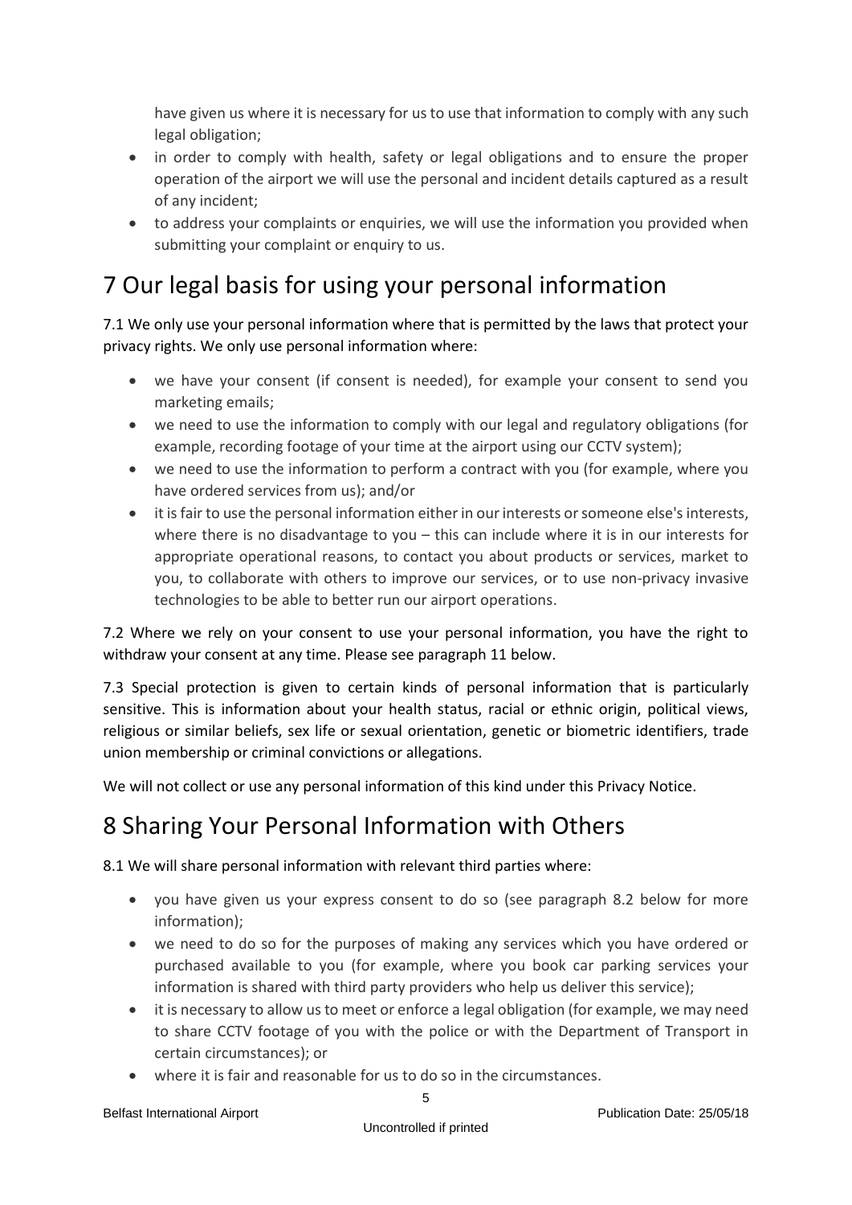have given us where it is necessary for us to use that information to comply with any such legal obligation;

- in order to comply with health, safety or legal obligations and to ensure the proper operation of the airport we will use the personal and incident details captured as a result of any incident;
- to address your complaints or enquiries, we will use the information you provided when submitting your complaint or enquiry to us.

# 7 Our legal basis for using your personal information

7.1 We only use your personal information where that is permitted by the laws that protect your privacy rights. We only use personal information where:

- we have your consent (if consent is needed), for example your consent to send you marketing emails;
- we need to use the information to comply with our legal and regulatory obligations (for example, recording footage of your time at the airport using our CCTV system);
- we need to use the information to perform a contract with you (for example, where you have ordered services from us); and/or
- it is fair to use the personal information either in our interests or someone else's interests, where there is no disadvantage to you – this can include where it is in our interests for appropriate operational reasons, to contact you about products or services, market to you, to collaborate with others to improve our services, or to use non-privacy invasive technologies to be able to better run our airport operations.

7.2 Where we rely on your consent to use your personal information, you have the right to withdraw your consent at any time. Please see paragraph 11 below.

7.3 Special protection is given to certain kinds of personal information that is particularly sensitive. This is information about your health status, racial or ethnic origin, political views, religious or similar beliefs, sex life or sexual orientation, genetic or biometric identifiers, trade union membership or criminal convictions or allegations.

We will not collect or use any personal information of this kind under this Privacy Notice.

# 8 Sharing Your Personal Information with Others

8.1 We will share personal information with relevant third parties where:

- you have given us your express consent to do so (see paragraph 8.2 below for more information);
- we need to do so for the purposes of making any services which you have ordered or purchased available to you (for example, where you book car parking services your information is shared with third party providers who help us deliver this service);
- it is necessary to allow us to meet or enforce a legal obligation (for example, we may need to share CCTV footage of you with the police or with the Department of Transport in certain circumstances); or
- where it is fair and reasonable for us to do so in the circumstances.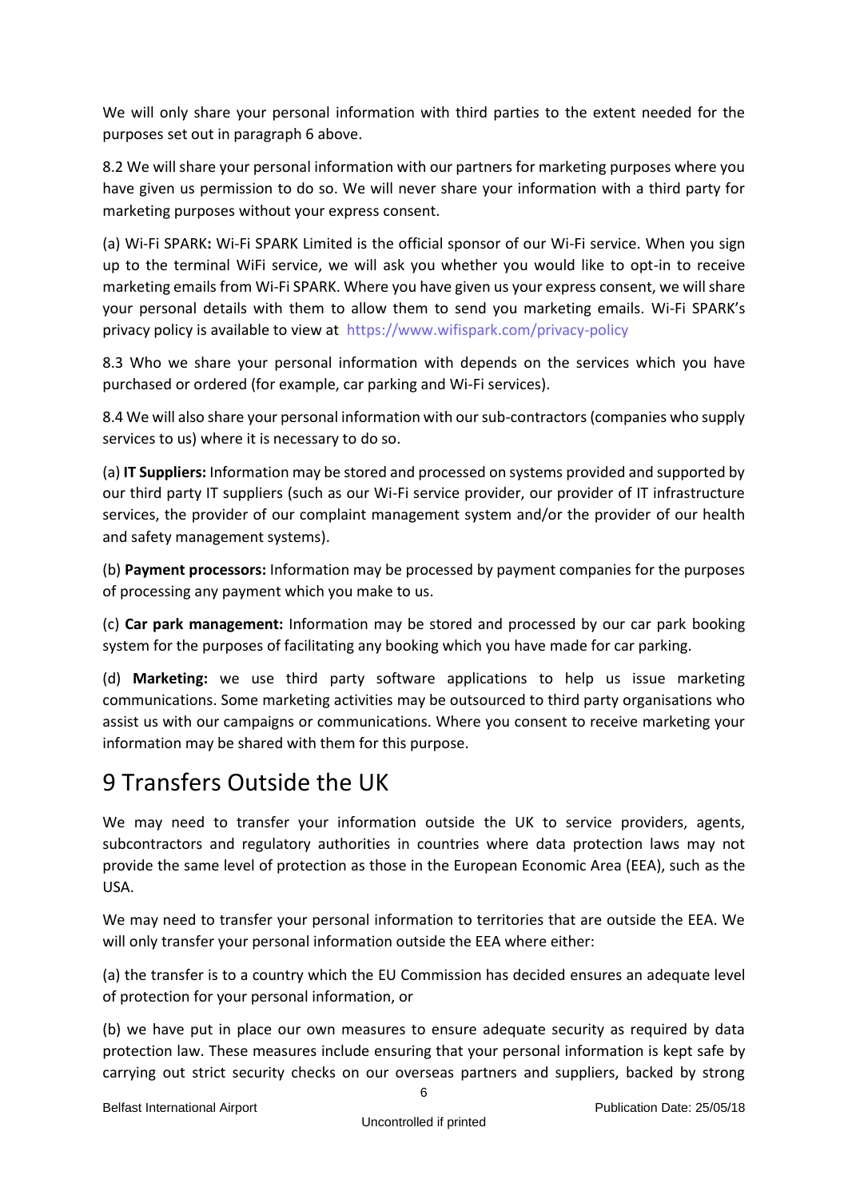We will only share your personal information with third parties to the extent needed for the purposes set out in paragraph 6 above.

8.2 We will share your personal information with our partners for marketing purposes where you have given us permission to do so. We will never share your information with a third party for marketing purposes without your express consent.

(a) Wi-Fi SPARK**:** Wi-Fi SPARK Limited is the official sponsor of our Wi-Fi service. When you sign up to the terminal WiFi service, we will ask you whether you would like to opt-in to receive marketing emails from Wi-Fi SPARK. Where you have given us your express consent, we will share your personal details with them to allow them to send you marketing emails. Wi-Fi SPARK's privacy policy is available to view at https://www.wifispark.com/privacy-policy

8.3 Who we share your personal information with depends on the services which you have purchased or ordered (for example, car parking and Wi-Fi services).

8.4 We will also share your personal information with our sub-contractors (companies who supply services to us) where it is necessary to do so.

(a) **IT Suppliers:** Information may be stored and processed on systems provided and supported by our third party IT suppliers (such as our Wi-Fi service provider, our provider of IT infrastructure services, the provider of our complaint management system and/or the provider of our health and safety management systems).

(b) **Payment processors:** Information may be processed by payment companies for the purposes of processing any payment which you make to us.

(c) **Car park management:** Information may be stored and processed by our car park booking system for the purposes of facilitating any booking which you have made for car parking.

(d) **Marketing:** we use third party software applications to help us issue marketing communications. Some marketing activities may be outsourced to third party organisations who assist us with our campaigns or communications. Where you consent to receive marketing your information may be shared with them for this purpose.

# 9 Transfers Outside the UK

We may need to transfer your information outside the UK to service providers, agents, subcontractors and regulatory authorities in countries where data protection laws may not provide the same level of protection as those in the European Economic Area (EEA), such as the USA.

We may need to transfer your personal information to territories that are outside the EEA. We will only transfer your personal information outside the EEA where either:

(a) the transfer is to a country which the EU Commission has decided ensures an adequate level of protection for your personal information, or

(b) we have put in place our own measures to ensure adequate security as required by data protection law. These measures include ensuring that your personal information is kept safe by carrying out strict security checks on our overseas partners and suppliers, backed by strong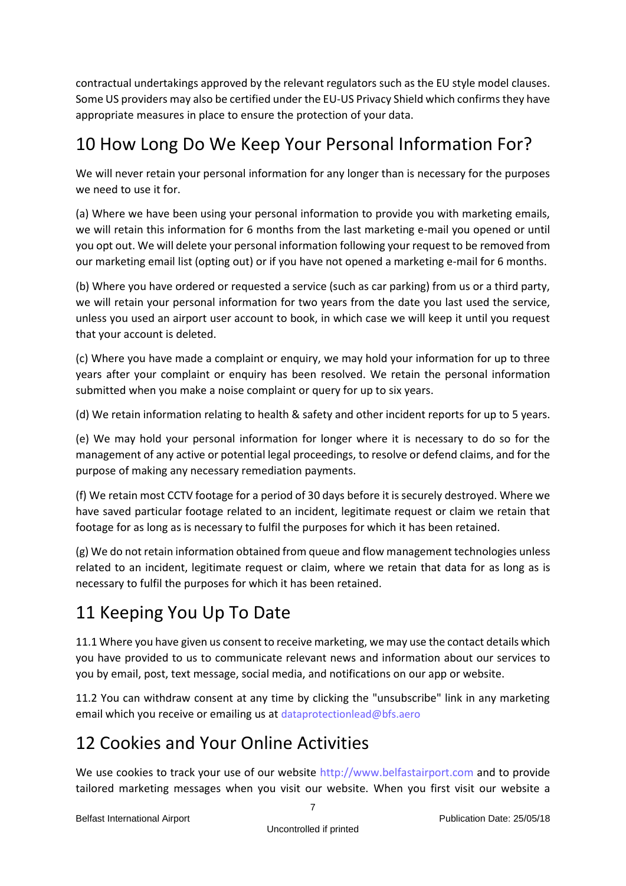contractual undertakings approved by the relevant regulators such as the EU style model clauses. Some US providers may also be certified under the EU-US Privacy Shield which confirms they have appropriate measures in place to ensure the protection of your data.

# 10 How Long Do We Keep Your Personal Information For?

We will never retain your personal information for any longer than is necessary for the purposes we need to use it for.

(a) Where we have been using your personal information to provide you with marketing emails, we will retain this information for 6 months from the last marketing e-mail you opened or until you opt out. We will delete your personal information following your request to be removed from our marketing email list (opting out) or if you have not opened a marketing e-mail for 6 months.

(b) Where you have ordered or requested a service (such as car parking) from us or a third party, we will retain your personal information for two years from the date you last used the service, unless you used an airport user account to book, in which case we will keep it until you request that your account is deleted.

(c) Where you have made a complaint or enquiry, we may hold your information for up to three years after your complaint or enquiry has been resolved. We retain the personal information submitted when you make a noise complaint or query for up to six years.

(d) We retain information relating to health & safety and other incident reports for up to 5 years.

(e) We may hold your personal information for longer where it is necessary to do so for the management of any active or potential legal proceedings, to resolve or defend claims, and for the purpose of making any necessary remediation payments.

(f) We retain most CCTV footage for a period of 30 days before it is securely destroyed. Where we have saved particular footage related to an incident, legitimate request or claim we retain that footage for as long as is necessary to fulfil the purposes for which it has been retained.

(g) We do not retain information obtained from queue and flow management technologies unless related to an incident, legitimate request or claim, where we retain that data for as long as is necessary to fulfil the purposes for which it has been retained.

# 11 Keeping You Up To Date

11.1 Where you have given us consent to receive marketing, we may use the contact details which you have provided to us to communicate relevant news and information about our services to you by email, post, text message, social media, and notifications on our app or website.

11.2 You can withdraw consent at any time by clicking the "unsubscribe" link in any marketing email which you receive or emailing us at dataprotectionlead@bfs.aero

# 12 Cookies and Your Online Activities

We use cookies to track your use of our website http://www.belfastairport.com and to provide tailored marketing messages when you visit our website. When you first visit our website a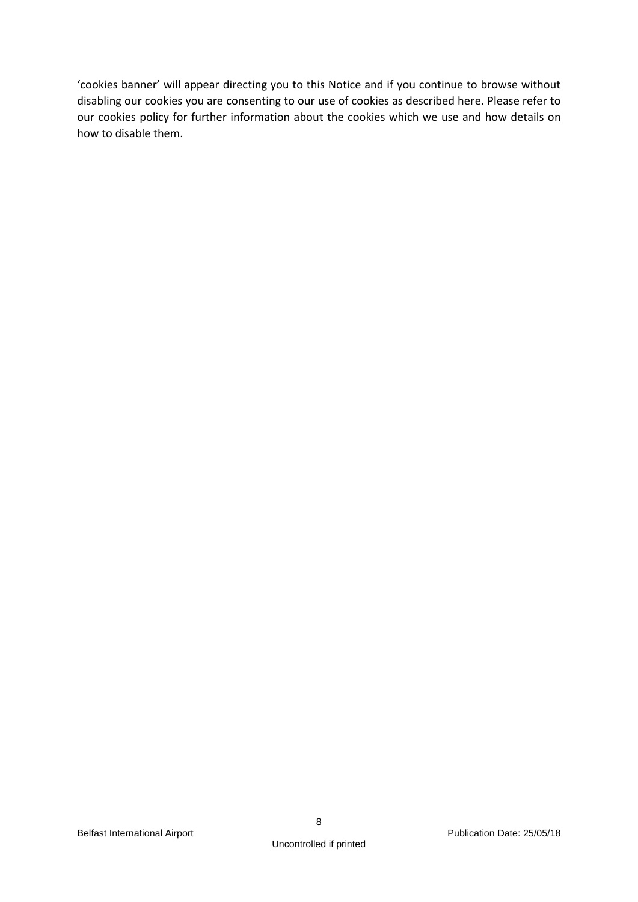'cookies banner' will appear directing you to this Notice and if you continue to browse without disabling our cookies you are consenting to our use of cookies as described here. Please refer to our cookies policy for further information about the cookies which we use and how details on how to disable them.